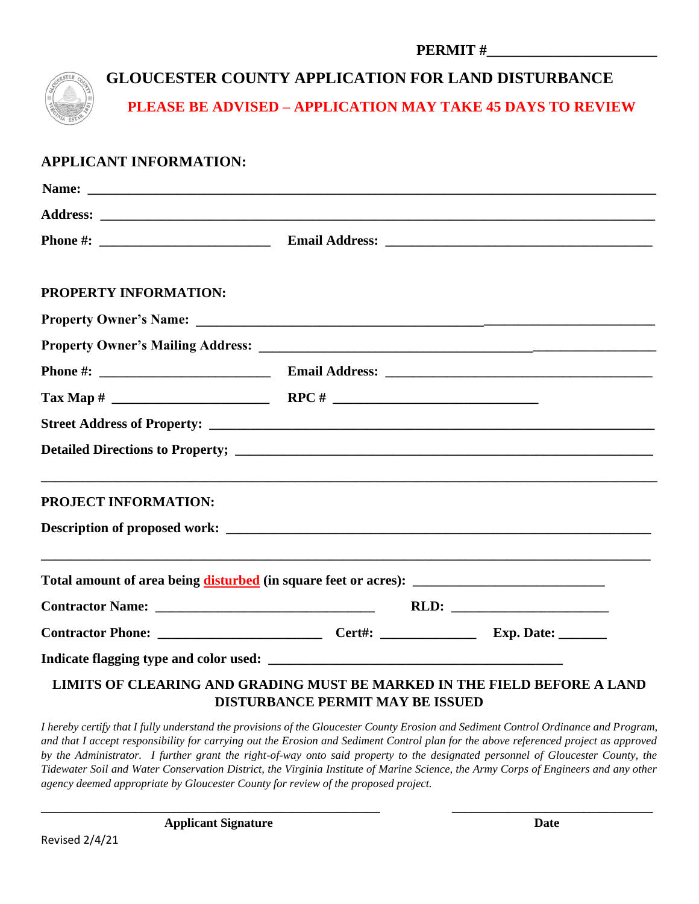**PERMIT #\_\_\_\_\_\_\_\_\_\_\_\_\_\_\_\_\_\_\_\_\_\_**

# GLOUCESTER COUNTY APPLICATION FOR LAND DISTURBANCE

**PLEASE BE ADVISED – APPLICATION MAY TAKE 45 DAYS TO REVIEW**

## APPLICANT INFORMATION:

**Name:** \_\_\_\_\_\_\_\_\_\_\_\_\_\_\_\_\_\_\_\_\_\_\_\_\_\_\_\_\_\_\_\_\_\_\_\_\_\_\_\_\_\_\_\_\_\_\_\_\_\_\_\_\_\_\_\_\_\_\_\_\_\_\_\_\_\_\_\_\_\_\_\_

**Address:** \_\_\_\_\_\_\_\_\_\_\_\_\_\_\_\_\_\_\_\_\_\_\_\_\_\_\_\_\_\_\_\_\_\_\_\_\_\_\_\_\_\_\_\_\_\_\_\_\_\_\_\_\_\_\_\_\_\_\_\_\_\_\_\_\_\_\_\_\_\_

**Phone #:** \_\_\_\_\_\_\_\_\_\_\_\_\_\_\_\_\_\_\_\_\_\_\_\_ **Email Address:** \_\_\_\_\_\_\_\_\_\_\_\_\_\_\_\_\_\_\_\_\_\_\_\_\_\_\_\_\_\_\_\_\_\_\_\_\_\_

## PROPERTY INFORMATION:

**Property Owner's Name:** \_\_\_\_\_\_\_\_\_\_\_\_\_\_\_\_\_\_\_\_\_\_\_\_\_\_\_\_\_\_\_\_\_\_\_\_\_\_\_\_\_\_\_\_\_\_\_\_\_\_\_\_\_\_\_\_\_\_\_\_\_\_

**Property Owner's Mailing Address:** \_\_\_\_\_\_\_\_\_\_\_\_\_\_\_\_\_\_\_\_\_\_\_\_\_\_\_\_\_\_\_\_\_\_\_\_\_\_\_\_\_\_\_\_\_\_\_\_\_\_\_\_\_\_

**Phone #:** \_\_\_\_\_\_\_\_\_\_\_\_\_\_\_\_\_\_\_\_\_\_\_\_ **Email Address:** \_\_\_\_\_\_\_\_\_\_\_\_\_\_\_\_\_\_\_\_\_\_\_\_\_\_\_\_\_\_\_\_\_\_\_\_\_\_

**Tax Map #** \_\_\_\_\_\_\_\_\_\_\_\_\_\_\_\_\_\_\_\_\_\_ **RPC #** \_\_\_\_\_\_\_\_\_\_\_\_\_\_\_\_\_\_\_\_\_\_\_\_\_\_\_\_\_\_

**Street Address of Property:** \_\_\_\_\_\_\_\_\_\_\_\_\_\_\_\_\_\_\_\_\_\_\_\_\_\_\_\_\_\_\_\_\_\_\_\_\_\_\_\_\_\_\_\_\_\_\_\_\_\_\_\_\_\_\_\_\_\_\_

**Detailed Directions to Property;** \_\_\_\_\_\_\_\_\_\_\_\_\_\_\_\_\_\_\_\_\_\_\_\_\_\_\_\_\_\_\_\_\_\_\_\_\_\_\_\_\_\_\_\_\_\_\_\_\_\_\_\_\_\_\_\_

\_\_\_\_\_\_\_\_\_\_\_\_\_\_\_\_\_\_\_\_\_\_\_\_\_\_\_\_\_\_\_\_\_\_\_\_\_\_\_\_\_\_\_\_\_\_\_\_\_\_\_\_\_\_\_\_\_\_\_\_\_\_\_\_\_\_\_\_\_\_\_\_\_\_\_\_\_\_\_\_\_\_

## PROJECT INFORMATION:

**Description of proposed work:** \_\_\_\_\_\_\_\_\_\_\_\_\_\_\_\_\_\_\_\_\_\_\_\_\_\_\_\_\_\_\_\_\_\_\_\_\_\_\_\_\_\_\_\_\_\_\_\_\_\_\_\_\_\_\_\_\_\_

\_\_\_\_\_\_\_\_\_\_\_\_\_\_\_\_\_\_\_\_\_\_\_\_\_\_\_\_\_\_\_\_\_\_\_\_\_\_\_\_\_\_\_\_\_\_\_\_\_\_\_\_\_\_\_\_\_\_\_\_\_\_\_\_\_\_\_\_\_\_\_\_\_\_\_\_\_\_\_\_\_\_

**Total amount of area being disturbed (in square feet or acres):** \_\_\_\_\_\_\_\_\_\_\_\_\_\_\_\_\_\_\_\_\_\_\_\_\_\_\_

**Contractor Name:** \_\_\_\_\_\_\_\_\_\_\_\_\_\_\_\_\_\_\_\_\_\_\_\_\_\_\_\_\_\_\_ **RLD:** \_\_\_\_\_\_\_\_\_\_\_\_\_\_\_\_\_\_\_\_\_\_\_

**Contractor Phone:** \_\_\_\_\_\_\_\_\_\_\_\_\_\_\_\_\_\_\_\_\_\_\_ **Cert#:** \_\_\_\_\_\_\_\_\_\_\_\_\_\_ **Exp. Date:** \_\_\_\_\_\_\_

**Indicate flagging type and color used:** \_\_\_\_\_\_\_\_\_\_\_\_\_\_\_\_\_\_\_\_\_\_\_\_\_\_\_\_\_\_\_\_\_\_\_\_\_\_\_\_\_\_

**LIMITS OF CLEARING AND GRADING MUST BE MARKED IN THE FIELD BEFORE A LAND DISTURBANCE PERMIT MAY BE ISSUED**

*I hereby certify that I fully understand the provisions of the Gloucester County Erosion and Sediment Control Ordinance and Program, and that I accept responsibility for carrying out the Erosion and Sediment Control plan for the above referenced project as approved by the Administrator. I further grant the right-of-way onto said property to the designated personnel of Gloucester County, the Tidewater Soil and Water Conservation District, the Virginia Institute of Marine Science, the Army Corps of Engineers and any other agency deemed appropriate by Gloucester County for review of the proposed project.*

\_\_\_\_\_\_\_\_\_\_\_\_\_\_\_\_\_\_\_\_\_\_\_\_\_\_\_\_\_\_\_\_\_\_\_\_\_\_\_\_\_\_\_\_\_\_\_\_ \_\_\_\_\_\_\_\_\_\_\_\_\_\_\_\_\_\_\_\_\_\_\_\_\_\_\_\_\_\_

**Applicant Signature** **Date**

Revised 2/4/21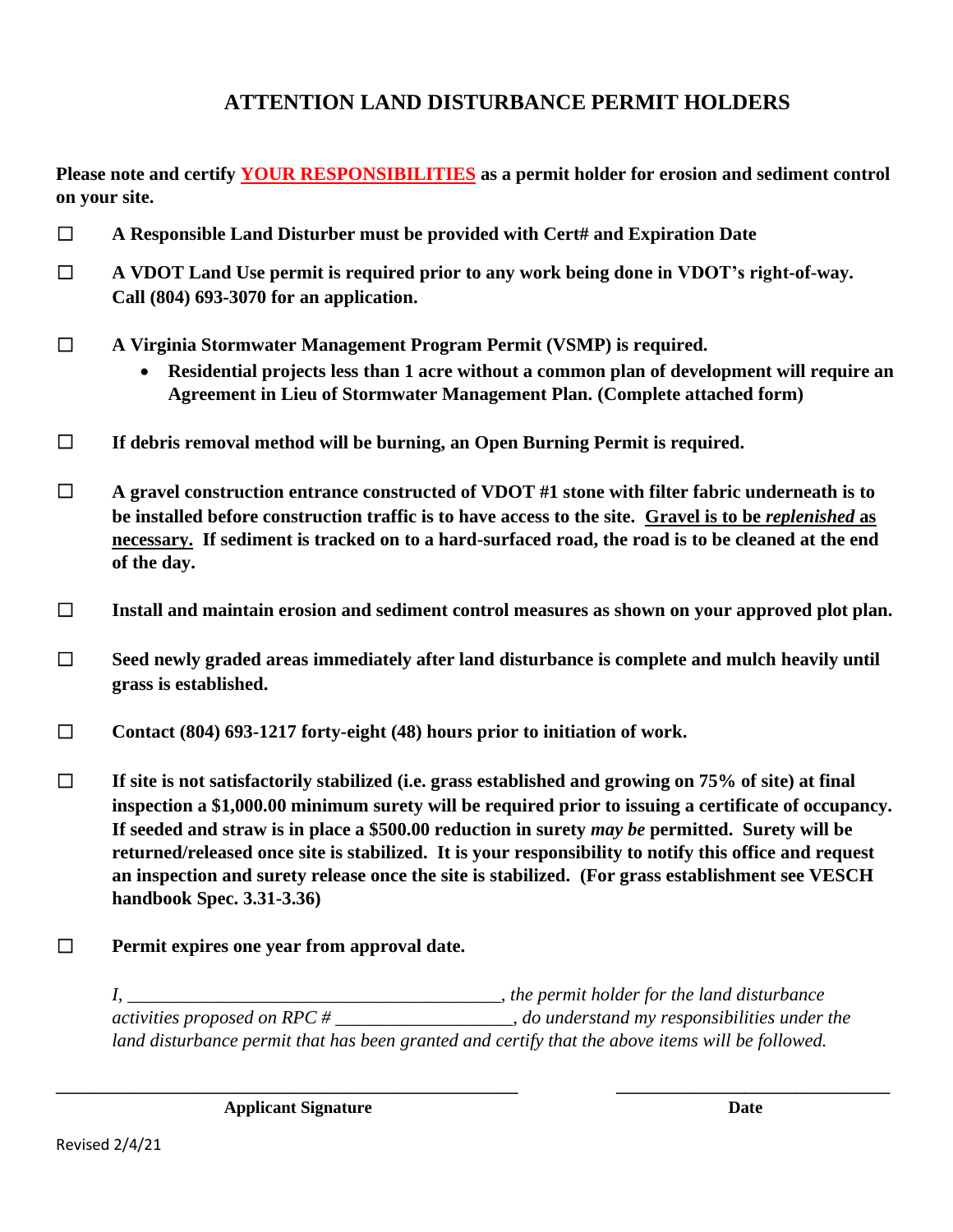# ATTENTION LAND DISTURBANCE PERMIT HOLDERS

**Please note and certify <u>YOUR RESPONSIBILITIES</u> as a permit holder for erosion and sediment control on your site.**

- ☐ **A Responsible Land Disturber must be provided with Cert# and Expiration Date**
- ☐ **A VDOT Land Use permit is required prior to any work being done in VDOT's right-of-way. Call (804) 693-3070 for an application.**
- ☐ **A Virginia Stormwater Management Program Permit (VSMP) is required.**
  - **Residential projects less than 1 acre without a common plan of development will require an Agreement in Lieu of Stormwater Management Plan. (Complete attached form)**
- ☐ **If debris removal method will be burning, an Open Burning Permit is required.**
- ☐ **A gravel construction entrance constructed of VDOT #1 stone with filter fabric underneath is to be installed before construction traffic is to have access to the site. <u>Gravel is to be *replenished* as necessary.</u> If sediment is tracked on to a hard-surfaced road, the road is to be cleaned at the end of the day.**
- ☐ **Install and maintain erosion and sediment control measures as shown on your approved plot plan.**
- ☐ **Seed newly graded areas immediately after land disturbance is complete and mulch heavily until grass is established.**
- ☐ **Contact (804) 693-1217 forty-eight (48) hours prior to initiation of work.**
- ☐ **If site is not satisfactorily stabilized (i.e. grass established and growing on 75% of site) at final inspection a $1,000.00 minimum surety will be required prior to issuing a certificate of occupancy. If seeded and straw is in place a $500.00 reduction in surety *may be* permitted. Surety will be returned/released once site is stabilized. It is your responsibility to notify this office and request an inspection and surety release once the site is stabilized. (For grass establishment see VESCH handbook Spec. 3.31-3.36)**
- ☐ **Permit expires one year from approval date.**

*I, ________________________________________, the permit holder for the land disturbance activities proposed on RPC # ___________________, do understand my responsibilities under the land disturbance permit that has been granted and certify that the above items will be followed.*

_______________________________________________ &nbsp;&nbsp;&nbsp;&nbsp; ______________________________

**Applicant Signature** &nbsp;&nbsp;&nbsp;&nbsp;&nbsp;&nbsp;&nbsp;&nbsp;&nbsp;&nbsp;&nbsp;&nbsp;&nbsp;&nbsp;&nbsp;&nbsp;&nbsp;&nbsp;&nbsp;&nbsp;&nbsp;&nbsp;&nbsp;&nbsp;&nbsp;&nbsp;&nbsp;&nbsp;&nbsp;&nbsp;&nbsp;&nbsp; **Date**

Revised 2/4/21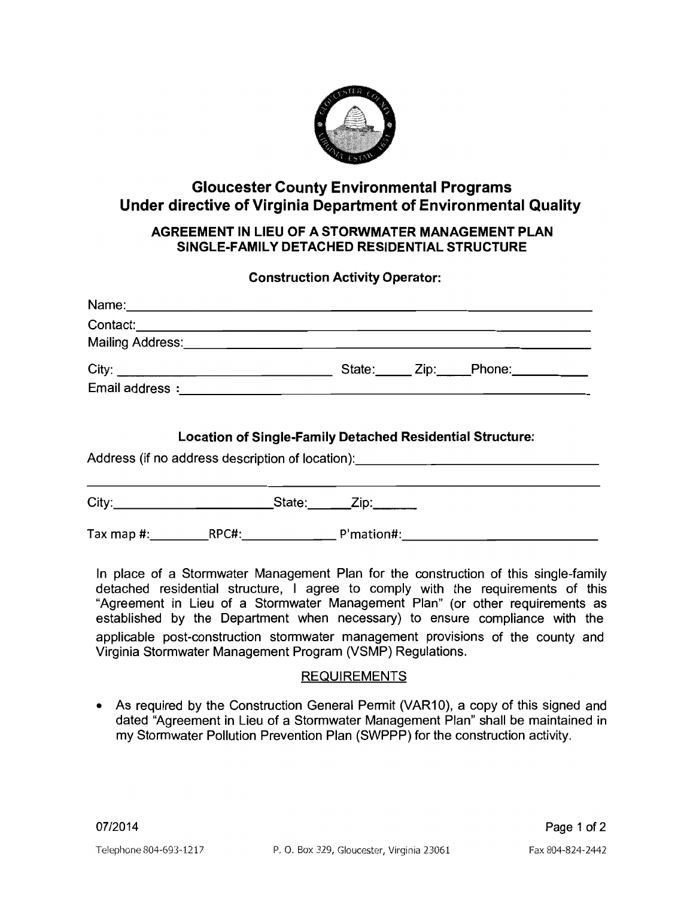# Gloucester County Environmental Programs
# Under directive of Virginia Department of Environmental Quality

### AGREEMENT IN LIEU OF A STORWMATER MANAGEMENT PLAN
### SINGLE-FAMILY DETACHED RESIDENTIAL STRUCTURE

**Construction Activity Operator:**

Name: ____________________________________________

Contact: ____________________________________________

Mailing Address: ____________________________________________

City: ______________________ State: _____ Zip: _____ Phone: __________

Email address : ____________________________________________

**Location of Single-Family Detached Residential Structure:**

Address (if no address description of location): ______________________________

____________________________________________

City: ______________________ State: ______ Zip: ______

Tax map #: ________ RPC#: ______________ P'mation#: ______________________

In place of a Stormwater Management Plan for the construction of this single-family detached residential structure, I agree to comply with the requirements of this "Agreement in Lieu of a Stormwater Management Plan" (or other requirements as established by the Department when necessary) to ensure compliance with the applicable post-construction stormwater management provisions of the county and Virginia Stormwater Management Program (VSMP) Regulations.

REQUIREMENTS

- As required by the Construction General Permit (VAR10), a copy of this signed and dated "Agreement in Lieu of a Stormwater Management Plan" shall be maintained in my Stormwater Pollution Prevention Plan (SWPPP) for the construction activity.

07/2014

Telephone 804-693-1217 P. O. Box 329, Gloucester, Virginia 23061 Fax 804-824-2442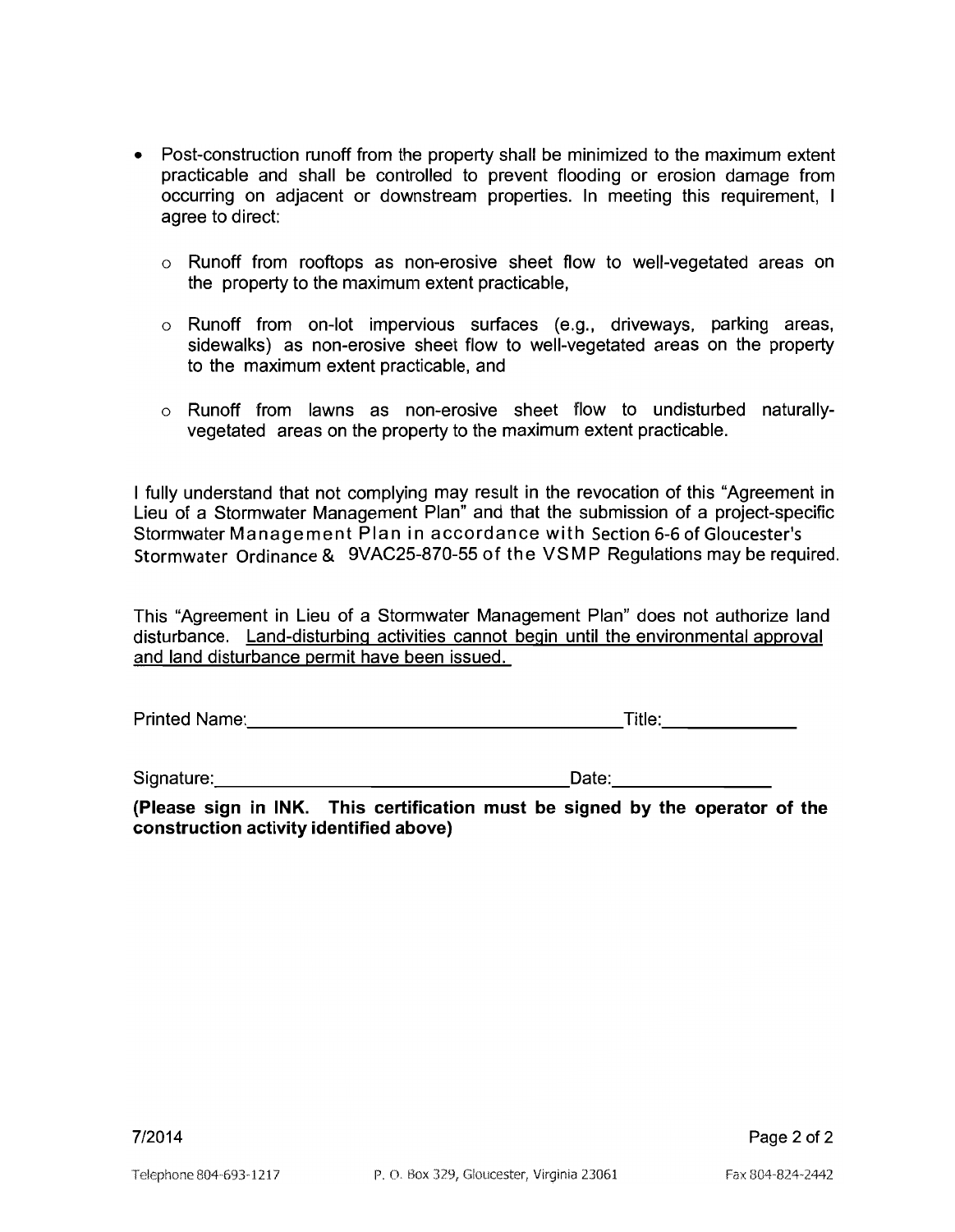- Post-construction runoff from the property shall be minimized to the maximum extent practicable and shall be controlled to prevent flooding or erosion damage from occurring on adjacent or downstream properties. In meeting this requirement, I agree to direct:
  - Runoff from rooftops as non-erosive sheet flow to well-vegetated areas on the property to the maximum extent practicable,
  - Runoff from on-lot impervious surfaces (e.g., driveways, parking areas, sidewalks) as non-erosive sheet flow to well-vegetated areas on the property to the maximum extent practicable, and
  - Runoff from lawns as non-erosive sheet flow to undisturbed naturally-vegetated areas on the property to the maximum extent practicable.

I fully understand that not complying may result in the revocation of this "Agreement in Lieu of a Stormwater Management Plan" and that the submission of a project-specific Stormwater Management Plan in accordance with Section 6-6 of Gloucester's Stormwater Ordinance & 9VAC25-870-55 of the VSMP Regulations may be required.

This "Agreement in Lieu of a Stormwater Management Plan" does not authorize land disturbance. <u>Land-disturbing activities cannot begin until the environmental approval and land disturbance permit have been issued.</u>

Printed Name:______________________________________ Title:____________

Signature:_____________________________________ Date:________________

**(Please sign in INK. This certification must be signed by the operator of the construction activity identified above)**

7/2014

Telephone 804-693-1217 P. O. Box 329, Gloucester, Virginia 23061 Fax 804-824-2442